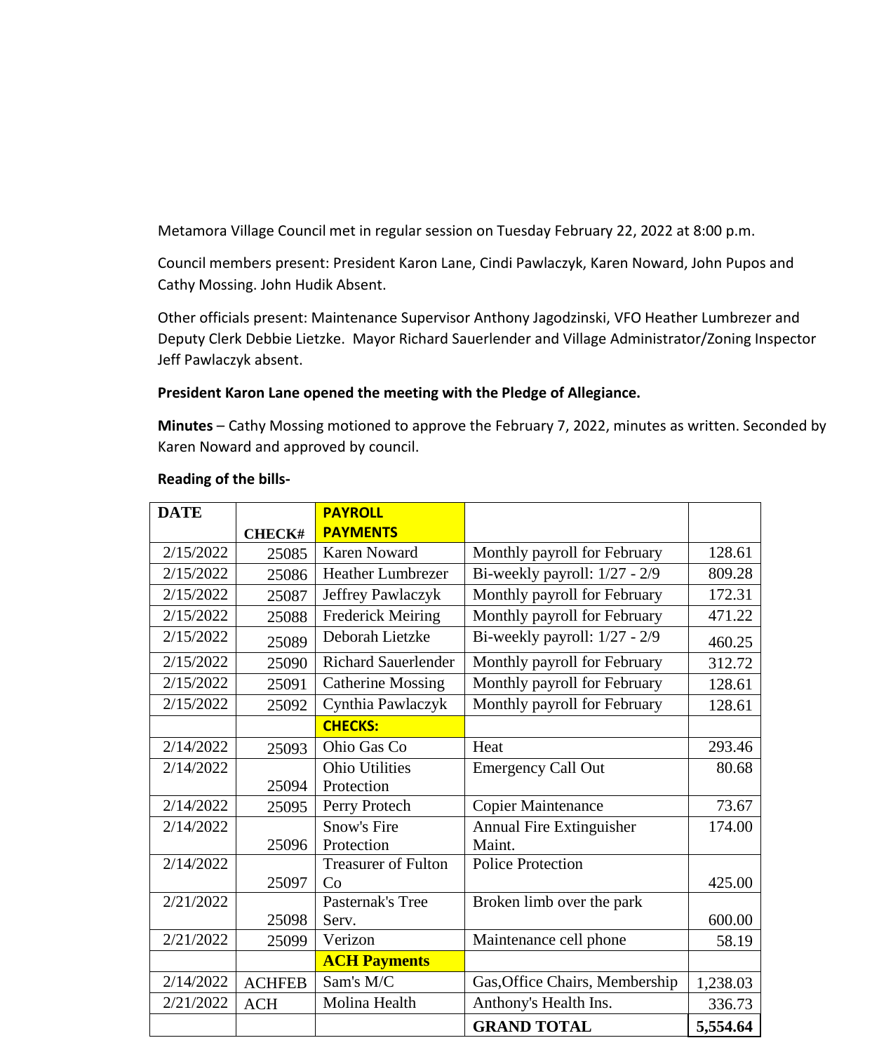Metamora Village Council met in regular session on Tuesday February 22, 2022 at 8:00 p.m.

Council members present: President Karon Lane, Cindi Pawlaczyk, Karen Noward, John Pupos and Cathy Mossing. John Hudik Absent.

Other officials present: Maintenance Supervisor Anthony Jagodzinski, VFO Heather Lumbrezer and Deputy Clerk Debbie Lietzke. Mayor Richard Sauerlender and Village Administrator/Zoning Inspector Jeff Pawlaczyk absent.

**President Karon Lane opened the meeting with the Pledge of Allegiance.**

**Minutes** – Cathy Mossing motioned to approve the February 7, 2022, minutes as written. Seconded by Karen Noward and approved by council.

**Reading of the bills-**

| DATE | CHECK# | PAYROLL PAYMENTS | | |
|---|---|---|---|---|
| 2/15/2022 | 25085 | Karen Noward | Monthly payroll for February | 128.61 |
| 2/15/2022 | 25086 | Heather Lumbrezer | Bi-weekly payroll: 1/27 - 2/9 | 809.28 |
| 2/15/2022 | 25087 | Jeffrey Pawlaczyk | Monthly payroll for February | 172.31 |
| 2/15/2022 | 25088 | Frederick Meiring | Monthly payroll for February | 471.22 |
| 2/15/2022 | 25089 | Deborah Lietzke | Bi-weekly payroll: 1/27 - 2/9 | 460.25 |
| 2/15/2022 | 25090 | Richard Sauerlender | Monthly payroll for February | 312.72 |
| 2/15/2022 | 25091 | Catherine Mossing | Monthly payroll for February | 128.61 |
| 2/15/2022 | 25092 | Cynthia Pawlaczyk | Monthly payroll for February | 128.61 |
| | | **CHECKS:** | | |
| 2/14/2022 | 25093 | Ohio Gas Co | Heat | 293.46 |
| 2/14/2022 | 25094 | Ohio Utilities Protection | Emergency Call Out | 80.68 |
| 2/14/2022 | 25095 | Perry Protech | Copier Maintenance | 73.67 |
| 2/14/2022 | 25096 | Snow's Fire Protection | Annual Fire Extinguisher Maint. | 174.00 |
| 2/14/2022 | 25097 | Treasurer of Fulton Co | Police Protection | 425.00 |
| 2/21/2022 | 25098 | Pasternak's Tree Serv. | Broken limb over the park | 600.00 |
| 2/21/2022 | 25099 | Verizon | Maintenance cell phone | 58.19 |
| | | **ACH Payments** | | |
| 2/14/2022 | ACHFEB | Sam's M/C | Gas,Office Chairs, Membership | 1,238.03 |
| 2/21/2022 | ACH | Molina Health | Anthony's Health Ins. | 336.73 |
| | | | **GRAND TOTAL** | **5,554.64** |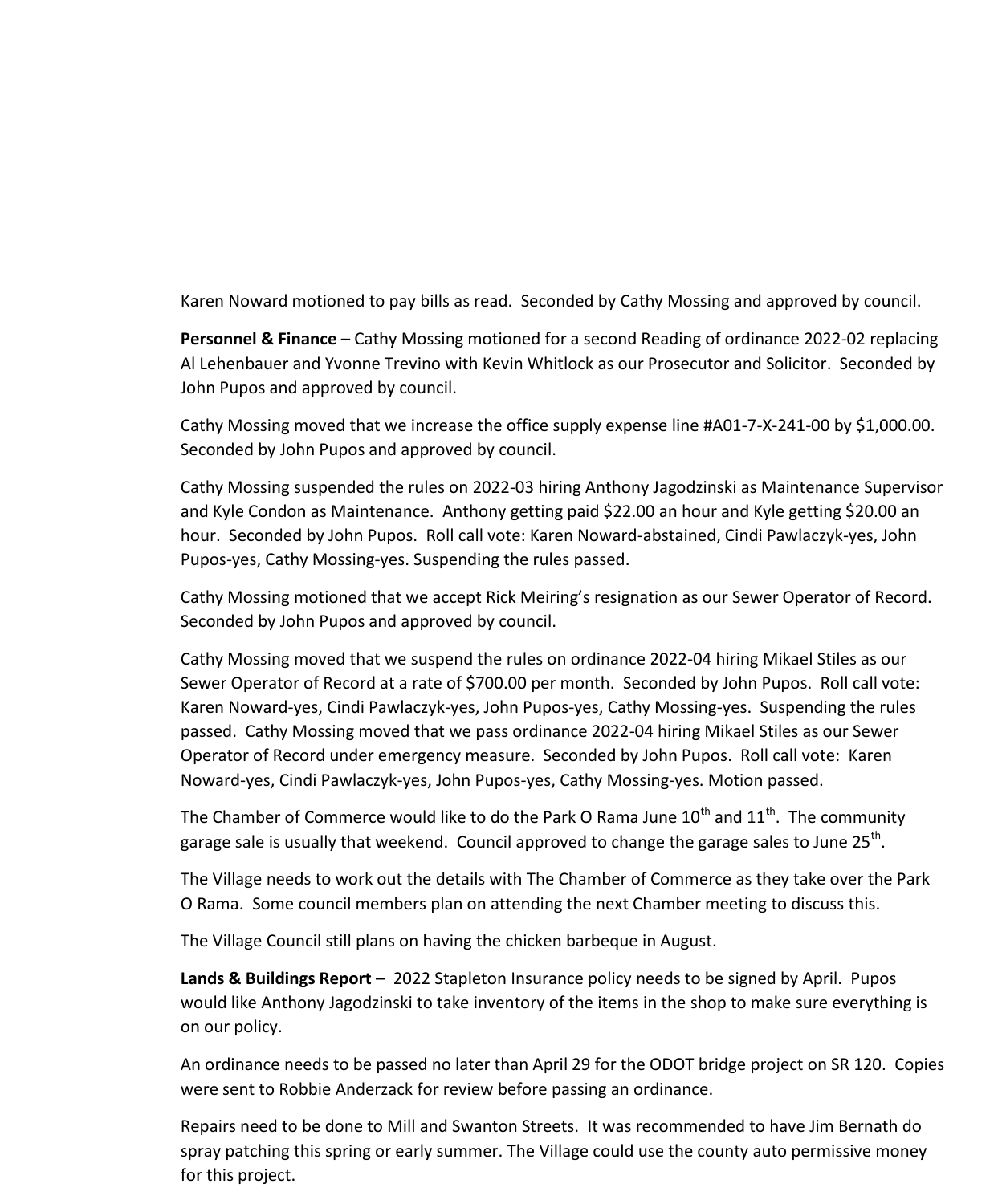Karen Noward motioned to pay bills as read. Seconded by Cathy Mossing and approved by council.

**Personnel & Finance** – Cathy Mossing motioned for a second Reading of ordinance 2022-02 replacing Al Lehenbauer and Yvonne Trevino with Kevin Whitlock as our Prosecutor and Solicitor. Seconded by John Pupos and approved by council.

Cathy Mossing moved that we increase the office supply expense line #A01-7-X-241-00 by $1,000.00. Seconded by John Pupos and approved by council.

Cathy Mossing suspended the rules on 2022-03 hiring Anthony Jagodzinski as Maintenance Supervisor and Kyle Condon as Maintenance. Anthony getting paid $22.00 an hour and Kyle getting $20.00 an hour. Seconded by John Pupos. Roll call vote: Karen Noward-abstained, Cindi Pawlaczyk-yes, John Pupos-yes, Cathy Mossing-yes. Suspending the rules passed.

Cathy Mossing motioned that we accept Rick Meiring's resignation as our Sewer Operator of Record. Seconded by John Pupos and approved by council.

Cathy Mossing moved that we suspend the rules on ordinance 2022-04 hiring Mikael Stiles as our Sewer Operator of Record at a rate of $700.00 per month. Seconded by John Pupos. Roll call vote: Karen Noward-yes, Cindi Pawlaczyk-yes, John Pupos-yes, Cathy Mossing-yes. Suspending the rules passed. Cathy Mossing moved that we pass ordinance 2022-04 hiring Mikael Stiles as our Sewer Operator of Record under emergency measure. Seconded by John Pupos. Roll call vote: Karen Noward-yes, Cindi Pawlaczyk-yes, John Pupos-yes, Cathy Mossing-yes. Motion passed.

The Chamber of Commerce would like to do the Park O Rama June 10th and 11th. The community garage sale is usually that weekend. Council approved to change the garage sales to June 25th.

The Village needs to work out the details with The Chamber of Commerce as they take over the Park O Rama. Some council members plan on attending the next Chamber meeting to discuss this.

The Village Council still plans on having the chicken barbeque in August.

**Lands & Buildings Report** – 2022 Stapleton Insurance policy needs to be signed by April. Pupos would like Anthony Jagodzinski to take inventory of the items in the shop to make sure everything is on our policy.

An ordinance needs to be passed no later than April 29 for the ODOT bridge project on SR 120. Copies were sent to Robbie Anderzack for review before passing an ordinance.

Repairs need to be done to Mill and Swanton Streets. It was recommended to have Jim Bernath do spray patching this spring or early summer. The Village could use the county auto permissive money for this project.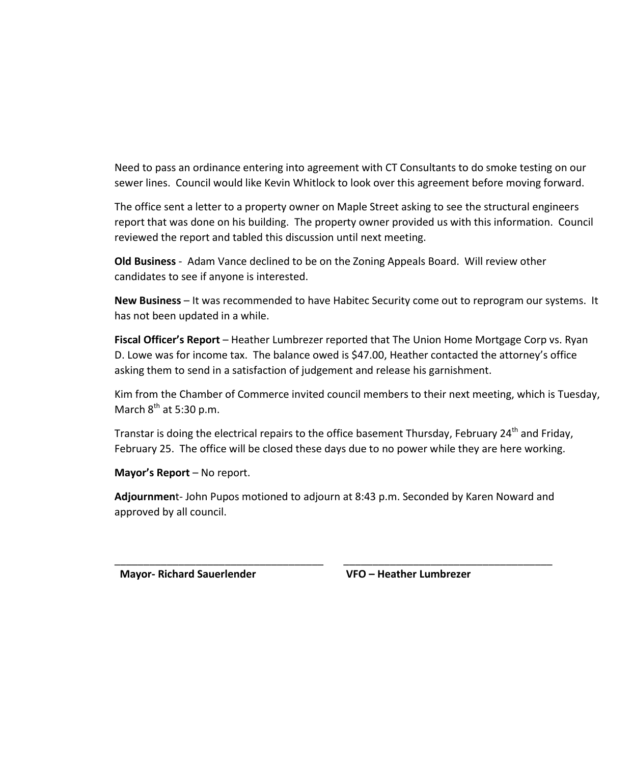Need to pass an ordinance entering into agreement with CT Consultants to do smoke testing on our sewer lines. Council would like Kevin Whitlock to look over this agreement before moving forward.

The office sent a letter to a property owner on Maple Street asking to see the structural engineers report that was done on his building. The property owner provided us with this information. Council reviewed the report and tabled this discussion until next meeting.

**Old Business** - Adam Vance declined to be on the Zoning Appeals Board. Will review other candidates to see if anyone is interested.

**New Business** – It was recommended to have Habitec Security come out to reprogram our systems. It has not been updated in a while.

**Fiscal Officer's Report** – Heather Lumbrezer reported that The Union Home Mortgage Corp vs. Ryan D. Lowe was for income tax. The balance owed is $47.00, Heather contacted the attorney's office asking them to send in a satisfaction of judgement and release his garnishment.

Kim from the Chamber of Commerce invited council members to their next meeting, which is Tuesday, March 8th at 5:30 p.m.

Transtar is doing the electrical repairs to the office basement Thursday, February 24th and Friday, February 25. The office will be closed these days due to no power while they are here working.

**Mayor's Report** – No report.

**Adjournmen**t- John Pupos motioned to adjourn at 8:43 p.m. Seconded by Karen Noward and approved by all council.

_____________________________________ _____________________________________

**Mayor- Richard Sauerlender** **VFO – Heather Lumbrezer**